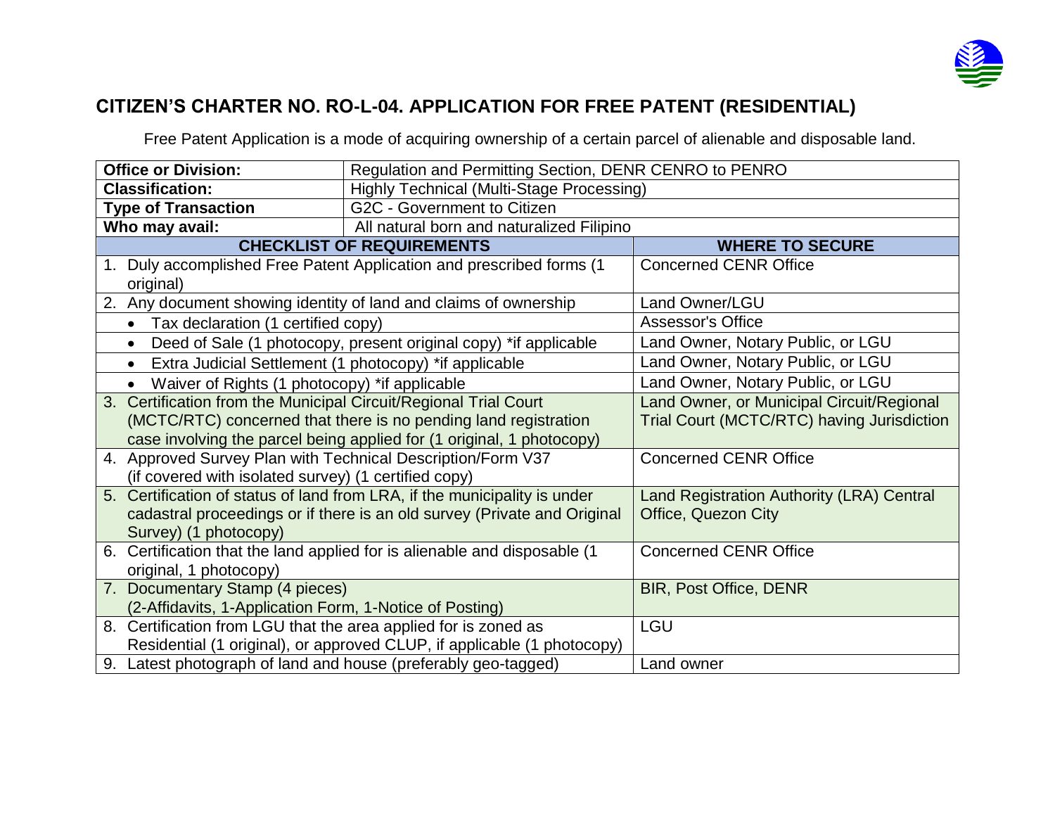# CITIZEN'S CHARTER NO. RO-L-04. APPLICATION FOR FREE PATENT (RESIDENTIAL)

Free Patent Application is a mode of acquiring ownership of a certain parcel of alienable and disposable land.

| **Office or Division:** | Regulation and Permitting Section, DENR CENRO to PENRO |
|---|---|
| **Classification:** | Highly Technical (Multi-Stage Processing) |
| **Type of Transaction** | G2C - Government to Citizen |
| **Who may avail:** | All natural born and naturalized Filipino |

| **CHECKLIST OF REQUIREMENTS** | **WHERE TO SECURE** |
|---|---|
| 1. Duly accomplished Free Patent Application and prescribed forms (1 original) | Concerned CENR Office |
| 2. Any document showing identity of land and claims of ownership | Land Owner/LGU |
| • Tax declaration (1 certified copy) | Assessor's Office |
| • Deed of Sale (1 photocopy, present original copy) *if applicable | Land Owner, Notary Public, or LGU |
| • Extra Judicial Settlement (1 photocopy) *if applicable | Land Owner, Notary Public, or LGU |
| • Waiver of Rights (1 photocopy) *if applicable | Land Owner, Notary Public, or LGU |
| 3. Certification from the Municipal Circuit/Regional Trial Court (MCTC/RTC) concerned that there is no pending land registration case involving the parcel being applied for (1 original, 1 photocopy) | Land Owner, or Municipal Circuit/Regional Trial Court (MCTC/RTC) having Jurisdiction |
| 4. Approved Survey Plan with Technical Description/Form V37 (if covered with isolated survey) (1 certified copy) | Concerned CENR Office |
| 5. Certification of status of land from LRA, if the municipality is under cadastral proceedings or if there is an old survey (Private and Original Survey) (1 photocopy) | Land Registration Authority (LRA) Central Office, Quezon City |
| 6. Certification that the land applied for is alienable and disposable (1 original, 1 photocopy) | Concerned CENR Office |
| 7. Documentary Stamp (4 pieces) (2-Affidavits, 1-Application Form, 1-Notice of Posting) | BIR, Post Office, DENR |
| 8. Certification from LGU that the area applied for is zoned as Residential (1 original), or approved CLUP, if applicable (1 photocopy) | LGU |
| 9. Latest photograph of land and house (preferably geo-tagged) | Land owner |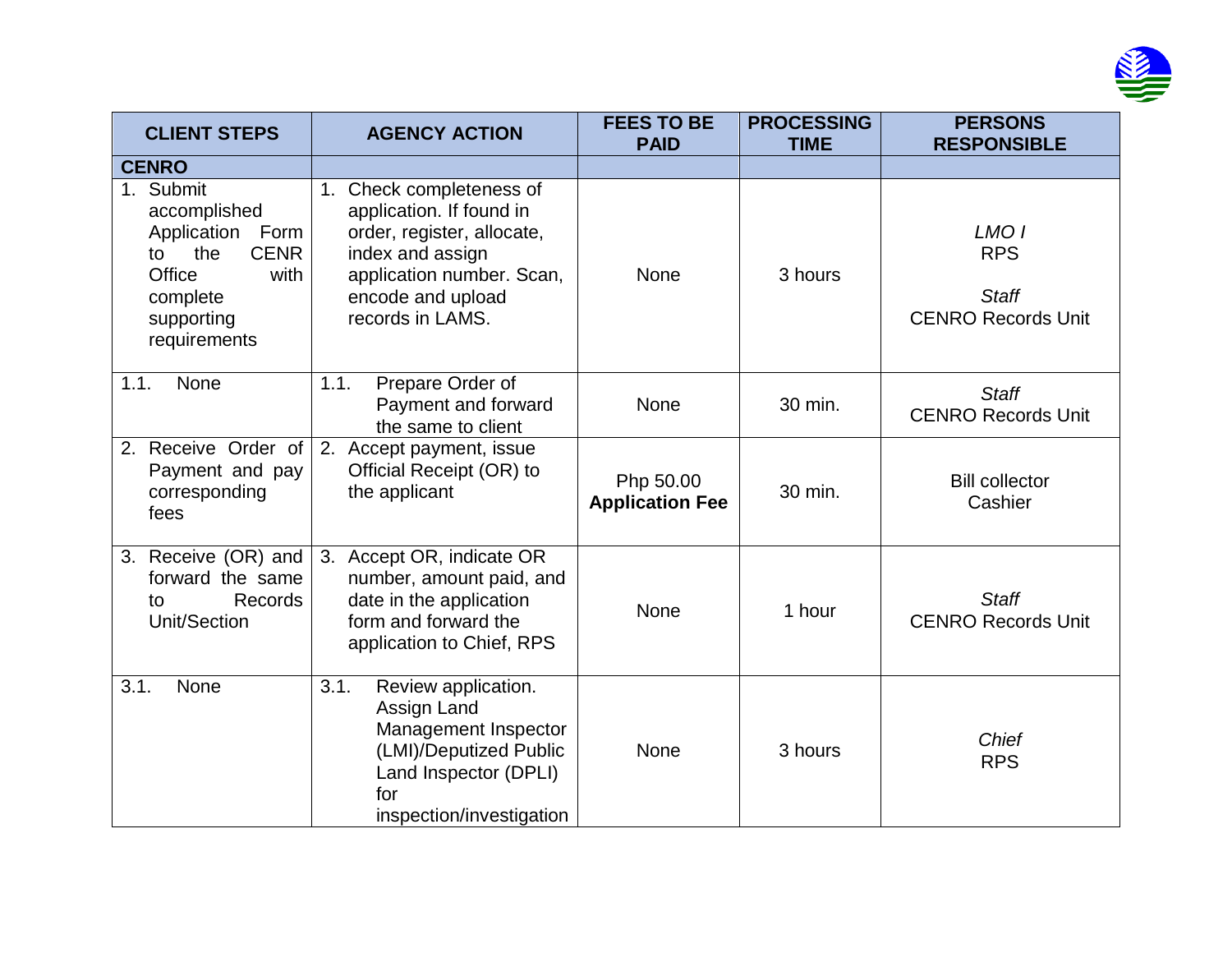| CLIENT STEPS | AGENCY ACTION | FEES TO BE PAID | PROCESSING TIME | PERSONS RESPONSIBLE |
|---|---|---|---|---|
| **CENRO** | | | | |
| 1. Submit accomplished Application Form to the CENR Office with complete supporting requirements | 1. Check completeness of application. If found in order, register, allocate, index and assign application number. Scan, encode and upload records in LAMS. | None | 3 hours | *LMO I* RPS<br><br>*Staff* CENRO Records Unit |
| 1.1. None | 1.1. Prepare Order of Payment and forward the same to client | None | 30 min. | *Staff* CENRO Records Unit |
| 2. Receive Order of Payment and pay corresponding fees | 2. Accept payment, issue Official Receipt (OR) to the applicant | Php 50.00 **Application Fee** | 30 min. | Bill collector Cashier |
| 3. Receive (OR) and forward the same to Records Unit/Section | 3. Accept OR, indicate OR number, amount paid, and date in the application form and forward the application to Chief, RPS | None | 1 hour | *Staff* CENRO Records Unit |
| 3.1. None | 3.1. Review application. Assign Land Management Inspector (LMI)/Deputized Public Land Inspector (DPLI) for inspection/investigation | None | 3 hours | *Chief* RPS |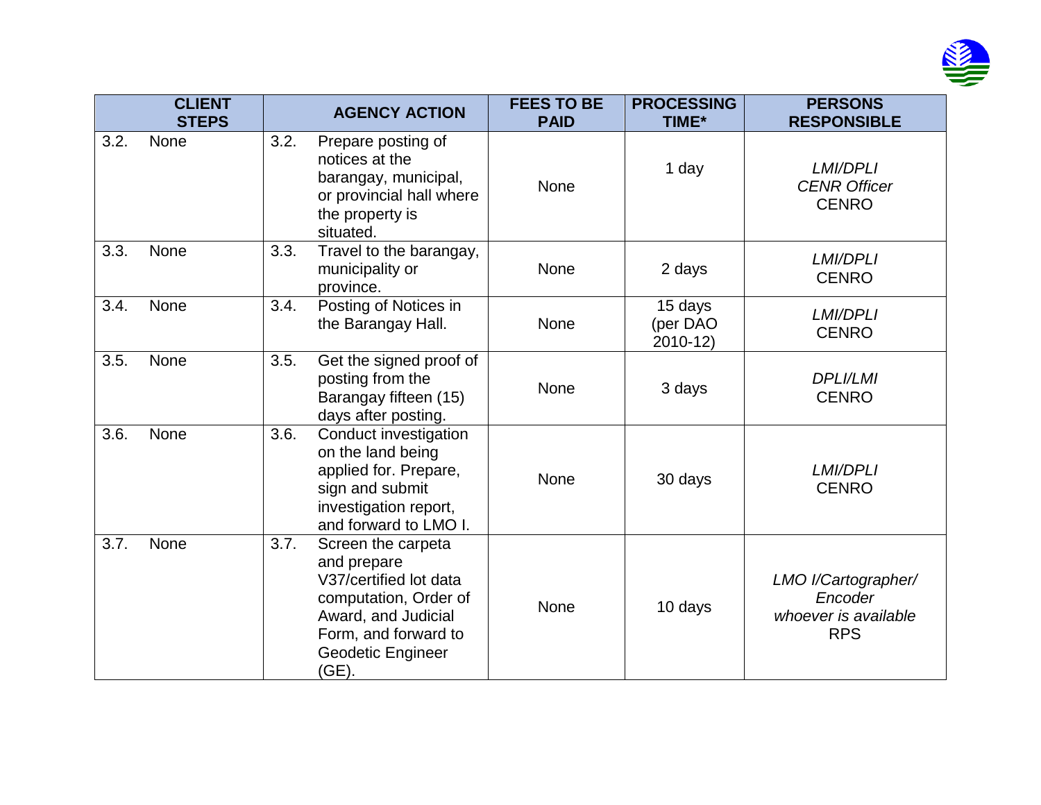| CLIENT STEPS | AGENCY ACTION | FEES TO BE PAID | PROCESSING TIME* | PERSONS RESPONSIBLE |
|---|---|---|---|---|
| 3.2. None | 3.2. Prepare posting of notices at the barangay, municipal, or provincial hall where the property is situated. | None | 1 day | *LMI/DPLI* *CENR Officer* CENRO |
| 3.3. None | 3.3. Travel to the barangay, municipality or province. | None | 2 days | *LMI/DPLI* CENRO |
| 3.4. None | 3.4. Posting of Notices in the Barangay Hall. | None | 15 days (per DAO 2010-12) | *LMI/DPLI* CENRO |
| 3.5. None | 3.5. Get the signed proof of posting from the Barangay fifteen (15) days after posting. | None | 3 days | *DPLI/LMI* CENRO |
| 3.6. None | 3.6. Conduct investigation on the land being applied for. Prepare, sign and submit investigation report, and forward to LMO I. | None | 30 days | *LMI/DPLI* CENRO |
| 3.7. None | 3.7. Screen the carpeta and prepare V37/certified lot data computation, Order of Award, and Judicial Form, and forward to Geodetic Engineer (GE). | None | 10 days | *LMO I/Cartographer/ Encoder whoever is available* RPS |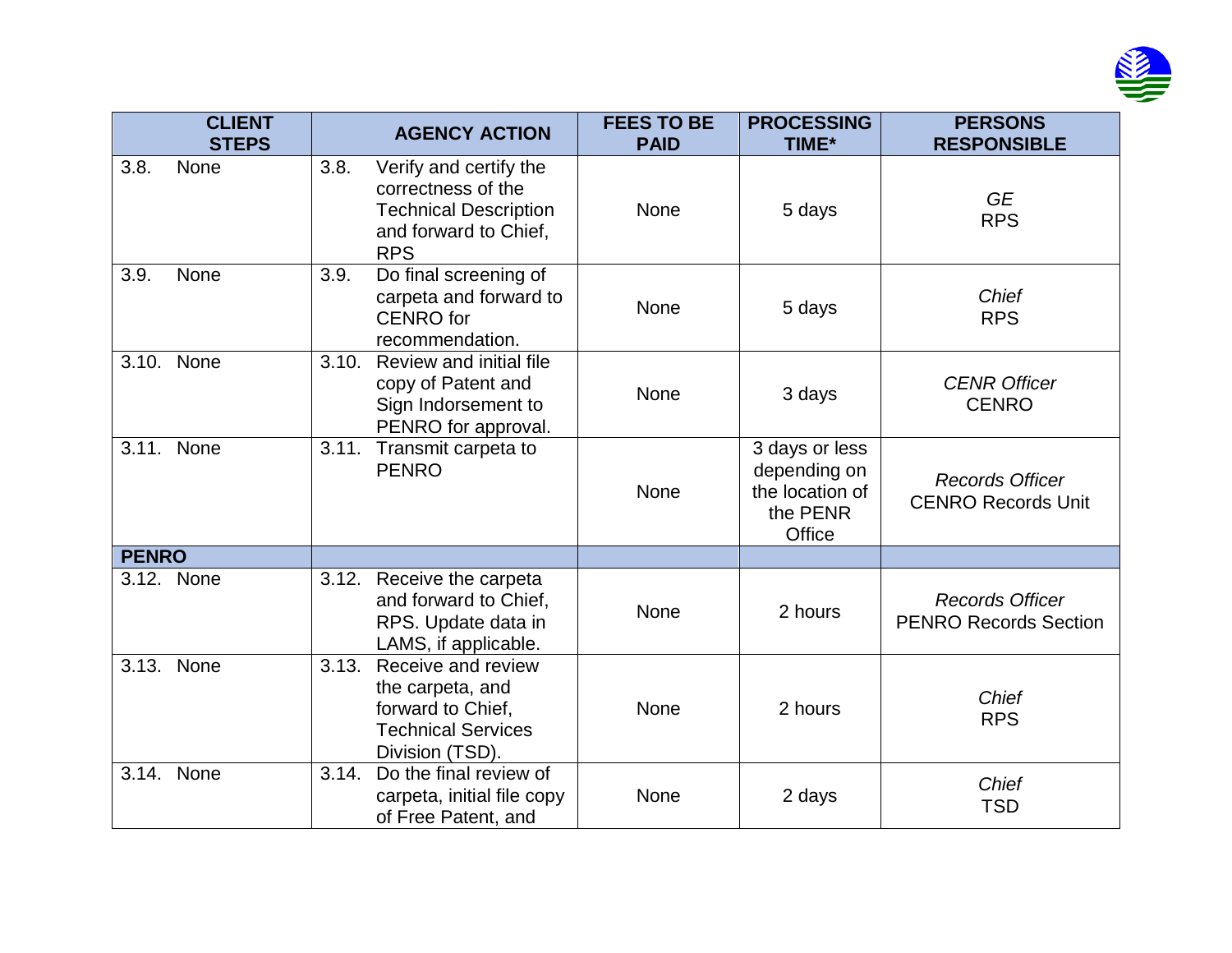| CLIENT STEPS | AGENCY ACTION | FEES TO BE PAID | PROCESSING TIME* | PERSONS RESPONSIBLE |
|---|---|---|---|---|
| 3.8. None | 3.8. Verify and certify the correctness of the Technical Description and forward to Chief, RPS | None | 5 days | *GE* RPS |
| 3.9. None | 3.9. Do final screening of carpeta and forward to CENRO for recommendation. | None | 5 days | *Chief* RPS |
| 3.10. None | 3.10. Review and initial file copy of Patent and Sign Indorsement to PENRO for approval. | None | 3 days | *CENR Officer* CENRO |
| 3.11. None | 3.11. Transmit carpeta to PENRO | None | 3 days or less depending on the location of the PENR Office | *Records Officer* CENRO Records Unit |
| **PENRO** | | | | |
| 3.12. None | 3.12. Receive the carpeta and forward to Chief, RPS. Update data in LAMS, if applicable. | None | 2 hours | *Records Officer* PENRO Records Section |
| 3.13. None | 3.13. Receive and review the carpeta, and forward to Chief, Technical Services Division (TSD). | None | 2 hours | *Chief* RPS |
| 3.14. None | 3.14. Do the final review of carpeta, initial file copy of Free Patent, and | None | 2 days | *Chief* TSD |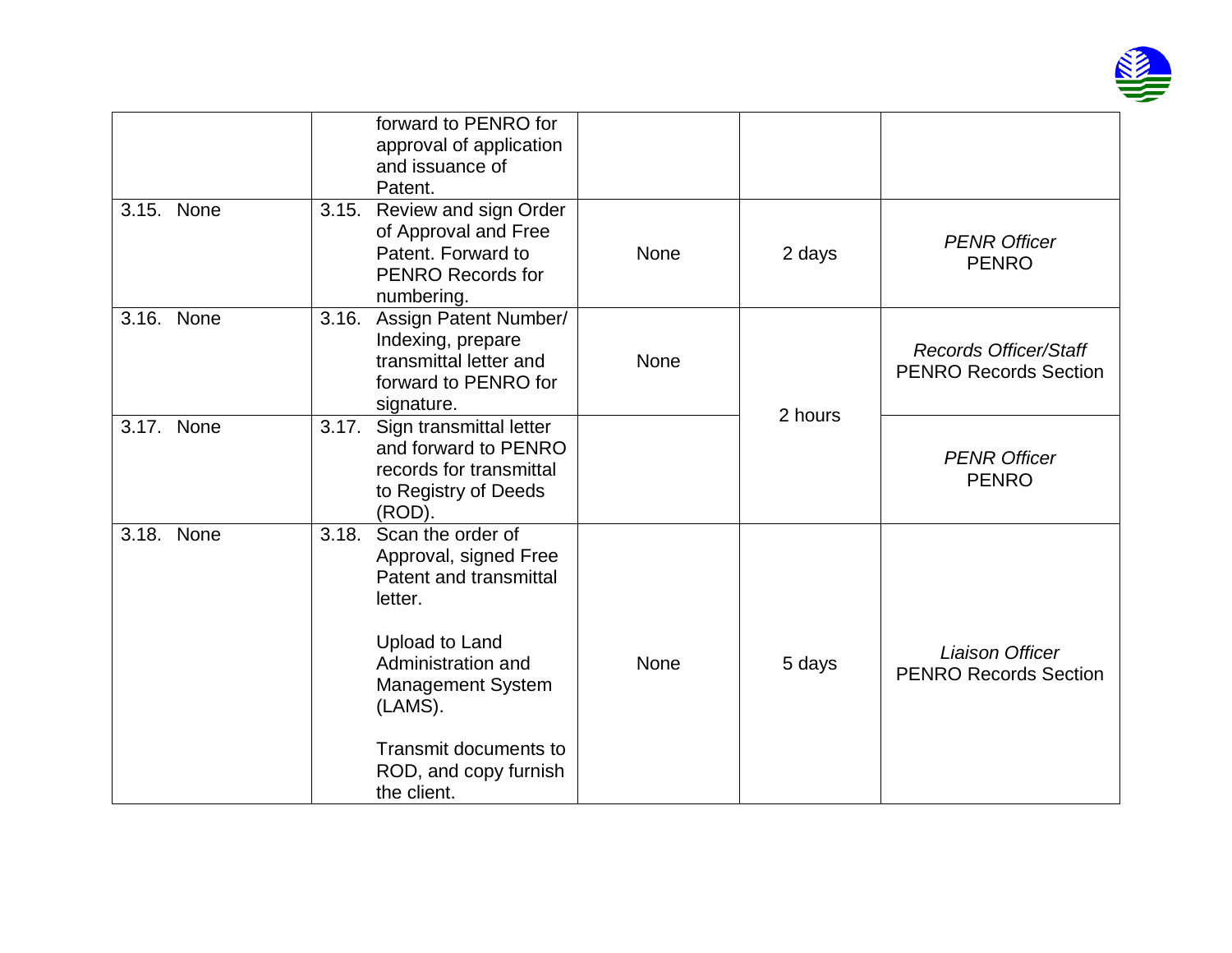| | | | | |
|---|---|---|---|---|
| | forward to PENRO for approval of application and issuance of Patent. | | | |
| 3.15. None | 3.15. Review and sign Order of Approval and Free Patent. Forward to PENRO Records for numbering. | None | 2 days | *PENR Officer* PENRO |
| 3.16. None | 3.16. Assign Patent Number/ Indexing, prepare transmittal letter and forward to PENRO for signature. | None | 2 hours | *Records Officer/Staff* PENRO Records Section |
| 3.17. None | 3.17. Sign transmittal letter and forward to PENRO records for transmittal to Registry of Deeds (ROD). | | | *PENR Officer* PENRO |
| 3.18. None | 3.18. Scan the order of Approval, signed Free Patent and transmittal letter.<br><br>Upload to Land Administration and Management System (LAMS).<br><br>Transmit documents to ROD, and copy furnish the client. | None | 5 days | *Liaison Officer* PENRO Records Section |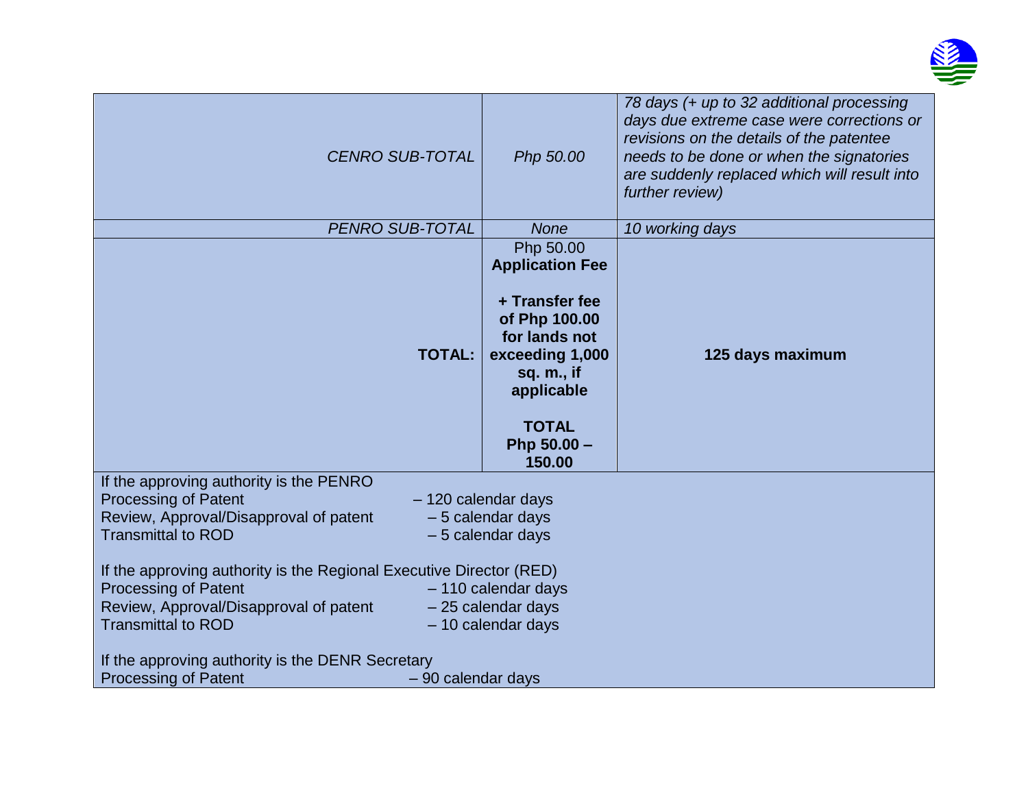| | | |
|---|---|---|
| *CENRO SUB-TOTAL* | *Php 50.00* | *78 days (+ up to 32 additional processing days due extreme case were corrections or revisions on the details of the patentee needs to be done or when the signatories are suddenly replaced which will result into further review)* |
| *PENRO SUB-TOTAL* | *None* | *10 working days* |
| **TOTAL:** | Php 50.00 **Application Fee**<br><br>**+ Transfer fee of Php 100.00 for lands not exceeding 1,000 sq. m., if applicable**<br><br>**TOTAL Php 50.00 – 150.00** | **125 days maximum** |

If the approving authority is the PENRO
Processing of Patent – 120 calendar days
Review, Approval/Disapproval of patent – 5 calendar days
Transmittal to ROD – 5 calendar days

If the approving authority is the Regional Executive Director (RED)
Processing of Patent – 110 calendar days
Review, Approval/Disapproval of patent – 25 calendar days
Transmittal to ROD – 10 calendar days

If the approving authority is the DENR Secretary
Processing of Patent – 90 calendar days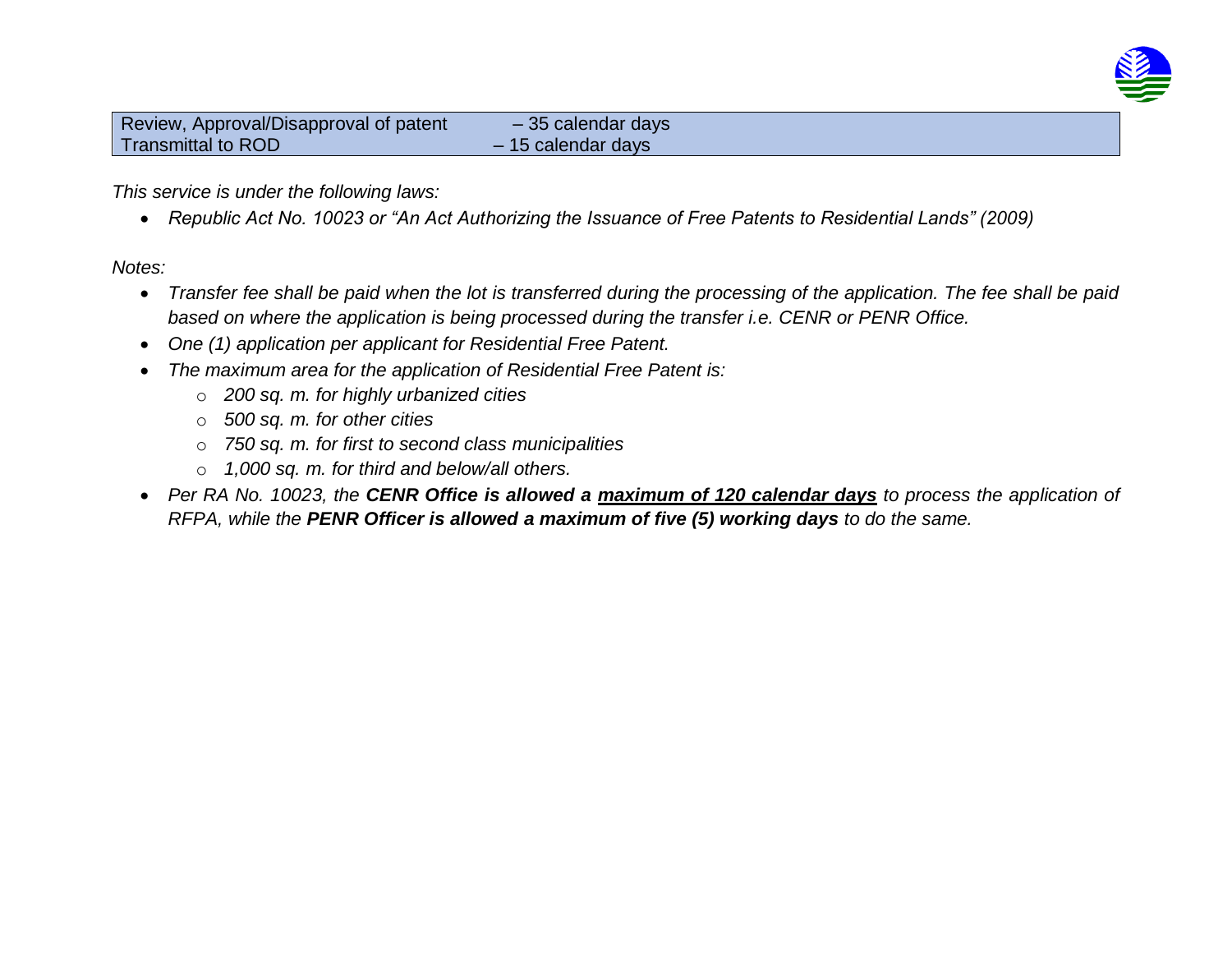| | |
|---|---|
| Review, Approval/Disapproval of patent | – 35 calendar days |
| Transmittal to ROD | – 15 calendar days |

*This service is under the following laws:*

- *Republic Act No. 10023 or "An Act Authorizing the Issuance of Free Patents to Residential Lands" (2009)*

*Notes:*

- *Transfer fee shall be paid when the lot is transferred during the processing of the application. The fee shall be paid based on where the application is being processed during the transfer i.e. CENR or PENR Office.*
- *One (1) application per applicant for Residential Free Patent.*
- *The maximum area for the application of Residential Free Patent is:*
  - *200 sq. m. for highly urbanized cities*
  - *500 sq. m. for other cities*
  - *750 sq. m. for first to second class municipalities*
  - *1,000 sq. m. for third and below/all others.*
- *Per RA No. 10023, the **CENR Office is allowed a <u>maximum of 120 calendar days</u>** to process the application of RFPA, while the **PENR Officer is allowed a maximum of five (5) working days** to do the same.*